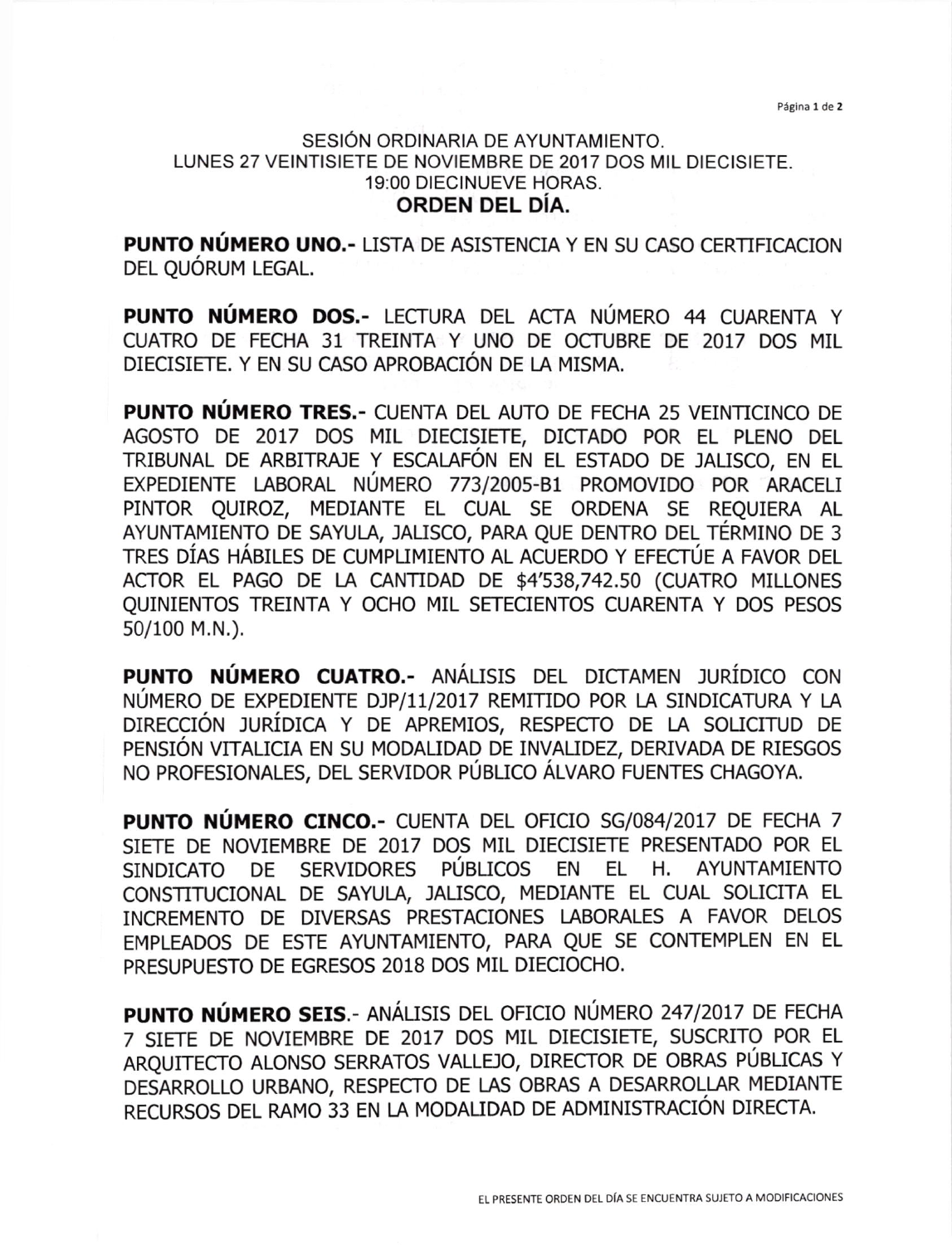SESIÓN ORDINARIA DE AYUNTAMIENTO.
LUNES 27 VEINTISIETE DE NOVIEMBRE DE 2017 DOS MIL DIECISIETE.
19:00 DIECINUEVE HORAS.

## ORDEN DEL DÍA.

**PUNTO NÚMERO UNO.-** LISTA DE ASISTENCIA Y EN SU CASO CERTIFICACION DEL QUÓRUM LEGAL.

**PUNTO NÚMERO DOS.-** LECTURA DEL ACTA NÚMERO 44 CUARENTA Y CUATRO DE FECHA 31 TREINTA Y UNO DE OCTUBRE DE 2017 DOS MIL DIECISIETE. Y EN SU CASO APROBACIÓN DE LA MISMA.

**PUNTO NÚMERO TRES.-** CUENTA DEL AUTO DE FECHA 25 VEINTICINCO DE AGOSTO DE 2017 DOS MIL DIECISIETE, DICTADO POR EL PLENO DEL TRIBUNAL DE ARBITRAJE Y ESCALAFÓN EN EL ESTADO DE JALISCO, EN EL EXPEDIENTE LABORAL NÚMERO 773/2005-B1 PROMOVIDO POR ARACELI PINTOR QUIROZ, MEDIANTE EL CUAL SE ORDENA SE REQUIERA AL AYUNTAMIENTO DE SAYULA, JALISCO, PARA QUE DENTRO DEL TÉRMINO DE 3 TRES DÍAS HÁBILES DE CUMPLIMIENTO AL ACUERDO Y EFECTÚE A FAVOR DEL ACTOR EL PAGO DE LA CANTIDAD DE $4'538,742.50 (CUATRO MILLONES QUINIENTOS TREINTA Y OCHO MIL SETECIENTOS CUARENTA Y DOS PESOS 50/100 M.N.).

**PUNTO NÚMERO CUATRO.-** ANÁLISIS DEL DICTAMEN JURÍDICO CON NÚMERO DE EXPEDIENTE DJP/11/2017 REMITIDO POR LA SINDICATURA Y LA DIRECCIÓN JURÍDICA Y DE APREMIOS, RESPECTO DE LA SOLICITUD DE PENSIÓN VITALICIA EN SU MODALIDAD DE INVALIDEZ, DERIVADA DE RIESGOS NO PROFESIONALES, DEL SERVIDOR PÚBLICO ÁLVARO FUENTES CHAGOYA.

**PUNTO NÚMERO CINCO.-** CUENTA DEL OFICIO SG/084/2017 DE FECHA 7 SIETE DE NOVIEMBRE DE 2017 DOS MIL DIECISIETE PRESENTADO POR EL SINDICATO DE SERVIDORES PÚBLICOS EN EL H. AYUNTAMIENTO CONSTITUCIONAL DE SAYULA, JALISCO, MEDIANTE EL CUAL SOLICITA EL INCREMENTO DE DIVERSAS PRESTACIONES LABORALES A FAVOR DELOS EMPLEADOS DE ESTE AYUNTAMIENTO, PARA QUE SE CONTEMPLEN EN EL PRESUPUESTO DE EGRESOS 2018 DOS MIL DIECIOCHO.

**PUNTO NÚMERO SEIS.-** ANÁLISIS DEL OFICIO NÚMERO 247/2017 DE FECHA 7 SIETE DE NOVIEMBRE DE 2017 DOS MIL DIECISIETE, SUSCRITO POR EL ARQUITECTO ALONSO SERRATOS VALLEJO, DIRECTOR DE OBRAS PÚBLICAS Y DESARROLLO URBANO, RESPECTO DE LAS OBRAS A DESARROLLAR MEDIANTE RECURSOS DEL RAMO 33 EN LA MODALIDAD DE ADMINISTRACIÓN DIRECTA.

EL PRESENTE ORDEN DEL DÍA SE ENCUENTRA SUJETO A MODIFICACIONES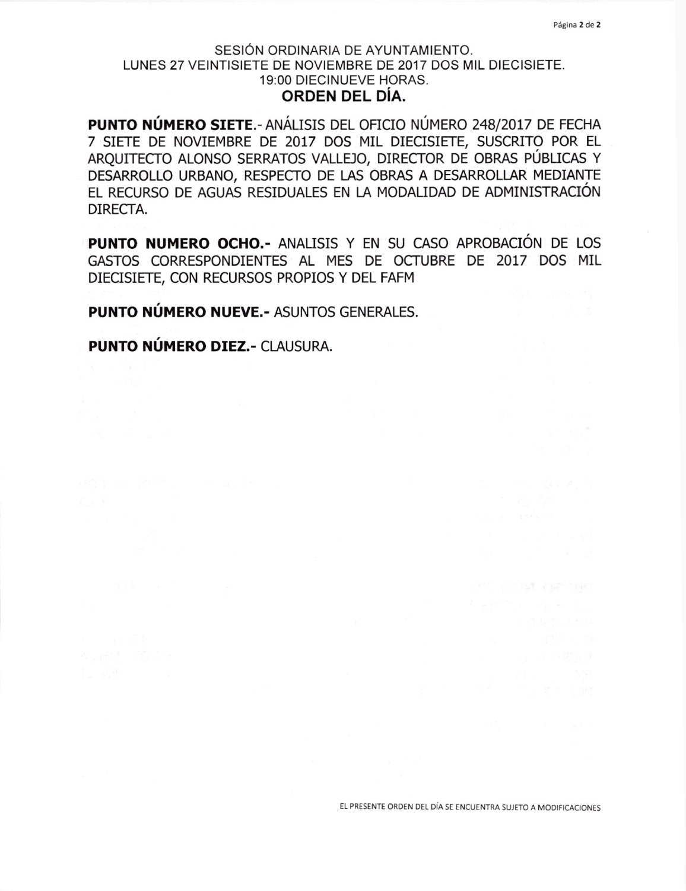SESIÓN ORDINARIA DE AYUNTAMIENTO.
LUNES 27 VEINTISIETE DE NOVIEMBRE DE 2017 DOS MIL DIECISIETE.
19:00 DIECINUEVE HORAS.

## ORDEN DEL DÍA.

**PUNTO NÚMERO SIETE**.- ANÁLISIS DEL OFICIO NÚMERO 248/2017 DE FECHA 7 SIETE DE NOVIEMBRE DE 2017 DOS MIL DIECISIETE, SUSCRITO POR EL ARQUITECTO ALONSO SERRATOS VALLEJO, DIRECTOR DE OBRAS PÚBLICAS Y DESARROLLO URBANO, RESPECTO DE LAS OBRAS A DESARROLLAR MEDIANTE EL RECURSO DE AGUAS RESIDUALES EN LA MODALIDAD DE ADMINISTRACIÓN DIRECTA.

**PUNTO NUMERO OCHO.-** ANALISIS Y EN SU CASO APROBACIÓN DE LOS GASTOS CORRESPONDIENTES AL MES DE OCTUBRE DE 2017 DOS MIL DIECISIETE, CON RECURSOS PROPIOS Y DEL FAFM

**PUNTO NÚMERO NUEVE.-** ASUNTOS GENERALES.

**PUNTO NÚMERO DIEZ.-** CLAUSURA.

EL PRESENTE ORDEN DEL DÍA SE ENCUENTRA SUJETO A MODIFICACIONES